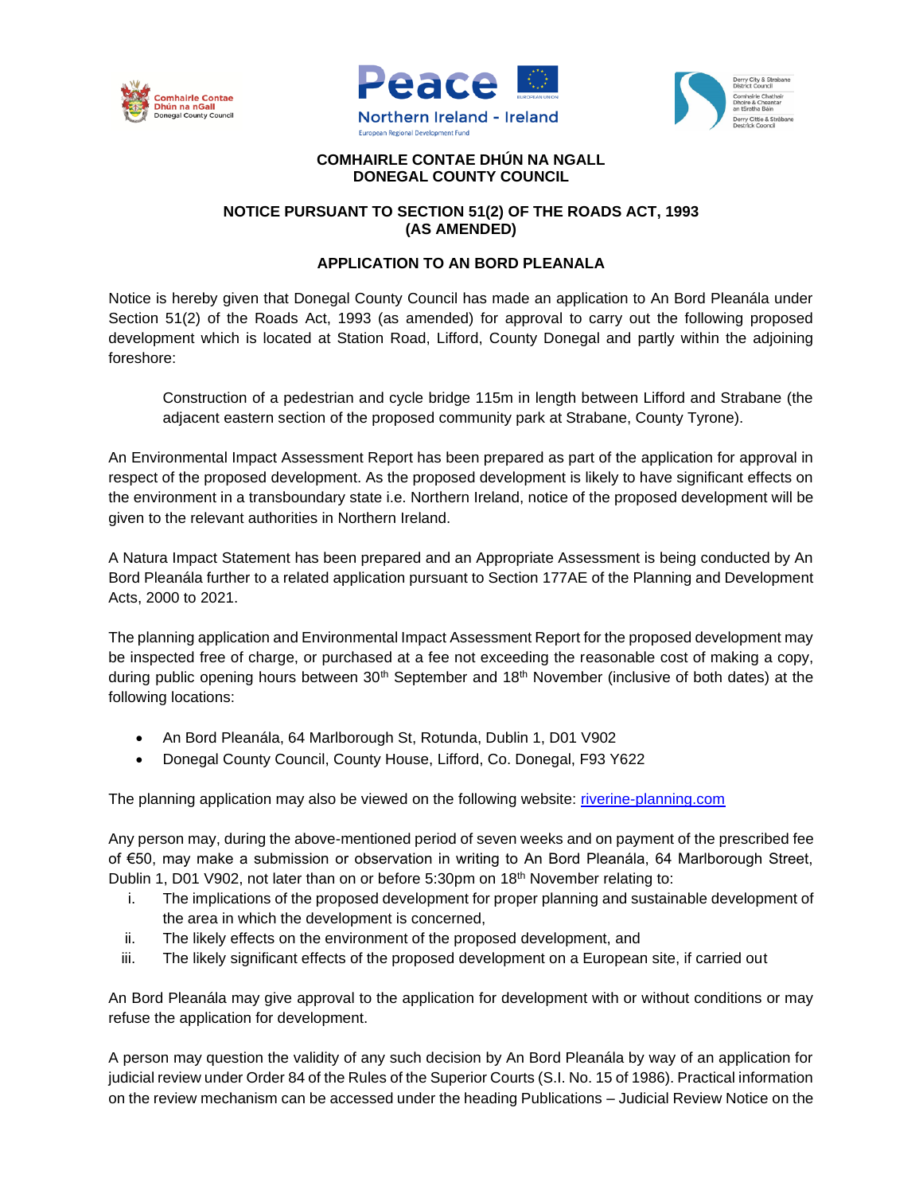Comhairle Contae Dhún na nGall
Donegal County Council

Peace Northern Ireland - Ireland
European Regional Development Fund

Derry City & Strabane District Council
Comhairle Chathair Dhoire & Cheantar an tSratha Báin
Derry Citie & Stràbane Destrick Council

**COMHAIRLE CONTAE DHÚN NA NGALL**
**DONEGAL COUNTY COUNCIL**

**NOTICE PURSUANT TO SECTION 51(2) OF THE ROADS ACT, 1993 (AS AMENDED)**

**APPLICATION TO AN BORD PLEANALA**

Notice is hereby given that Donegal County Council has made an application to An Bord Pleanála under Section 51(2) of the Roads Act, 1993 (as amended) for approval to carry out the following proposed development which is located at Station Road, Lifford, County Donegal and partly within the adjoining foreshore:

> Construction of a pedestrian and cycle bridge 115m in length between Lifford and Strabane (the adjacent eastern section of the proposed community park at Strabane, County Tyrone).

An Environmental Impact Assessment Report has been prepared as part of the application for approval in respect of the proposed development. As the proposed development is likely to have significant effects on the environment in a transboundary state i.e. Northern Ireland, notice of the proposed development will be given to the relevant authorities in Northern Ireland.

A Natura Impact Statement has been prepared and an Appropriate Assessment is being conducted by An Bord Pleanála further to a related application pursuant to Section 177AE of the Planning and Development Acts, 2000 to 2021.

The planning application and Environmental Impact Assessment Report for the proposed development may be inspected free of charge, or purchased at a fee not exceeding the reasonable cost of making a copy, during public opening hours between 30th September and 18th November (inclusive of both dates) at the following locations:

- An Bord Pleanála, 64 Marlborough St, Rotunda, Dublin 1, D01 V902
- Donegal County Council, County House, Lifford, Co. Donegal, F93 Y622

The planning application may also be viewed on the following website: riverine-planning.com

Any person may, during the above-mentioned period of seven weeks and on payment of the prescribed fee of €50, may make a submission or observation in writing to An Bord Pleanála, 64 Marlborough Street, Dublin 1, D01 V902, not later than on or before 5:30pm on 18th November relating to:

i. The implications of the proposed development for proper planning and sustainable development of the area in which the development is concerned,
ii. The likely effects on the environment of the proposed development, and
iii. The likely significant effects of the proposed development on a European site, if carried out

An Bord Pleanála may give approval to the application for development with or without conditions or may refuse the application for development.

A person may question the validity of any such decision by An Bord Pleanála by way of an application for judicial review under Order 84 of the Rules of the Superior Courts (S.I. No. 15 of 1986). Practical information on the review mechanism can be accessed under the heading Publications – Judicial Review Notice on the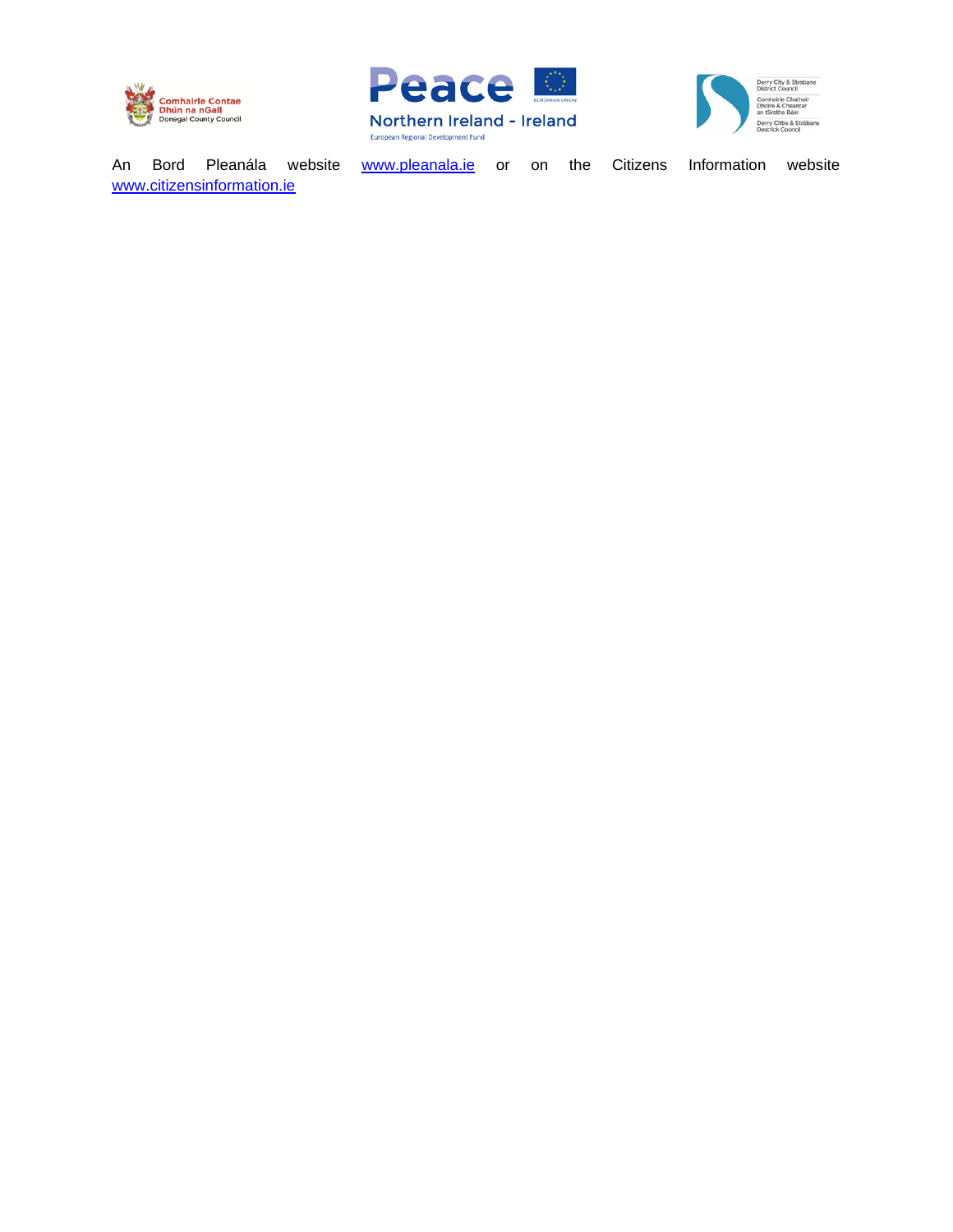An Bord Pleanála website www.pleanala.ie or on the Citizens Information website www.citizensinformation.ie